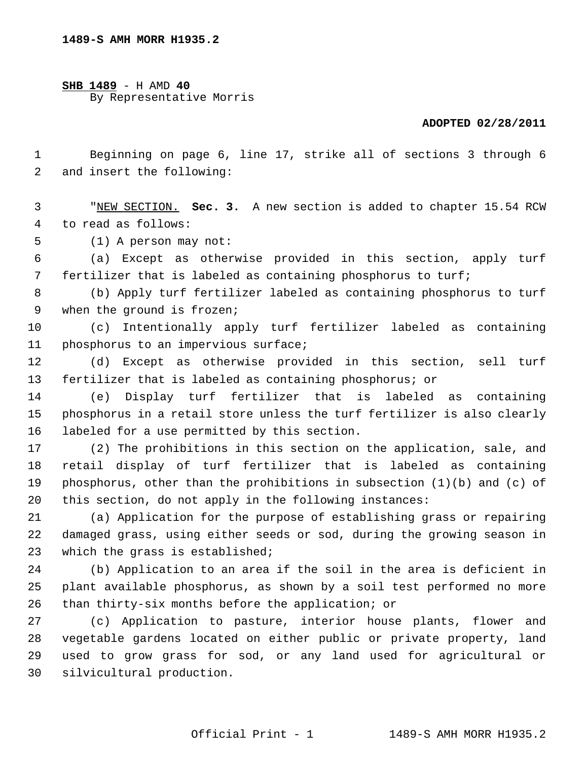**1489-S AMH MORR H1935.2**

**SHB 1489** - H AMD **40**
By Representative Morris

**ADOPTED 02/28/2011**

Beginning on page 6, line 17, strike all of sections 3 through 6 and insert the following:

"NEW SECTION. **Sec. 3.** A new section is added to chapter 15.54 RCW to read as follows:

(1) A person may not:

(a) Except as otherwise provided in this section, apply turf fertilizer that is labeled as containing phosphorus to turf;

(b) Apply turf fertilizer labeled as containing phosphorus to turf when the ground is frozen;

(c) Intentionally apply turf fertilizer labeled as containing phosphorus to an impervious surface;

(d) Except as otherwise provided in this section, sell turf fertilizer that is labeled as containing phosphorus; or

(e) Display turf fertilizer that is labeled as containing phosphorus in a retail store unless the turf fertilizer is also clearly labeled for a use permitted by this section.

(2) The prohibitions in this section on the application, sale, and retail display of turf fertilizer that is labeled as containing phosphorus, other than the prohibitions in subsection (1)(b) and (c) of this section, do not apply in the following instances:

(a) Application for the purpose of establishing grass or repairing damaged grass, using either seeds or sod, during the growing season in which the grass is established;

(b) Application to an area if the soil in the area is deficient in plant available phosphorus, as shown by a soil test performed no more than thirty-six months before the application; or

(c) Application to pasture, interior house plants, flower and vegetable gardens located on either public or private property, land used to grow grass for sod, or any land used for agricultural or silvicultural production.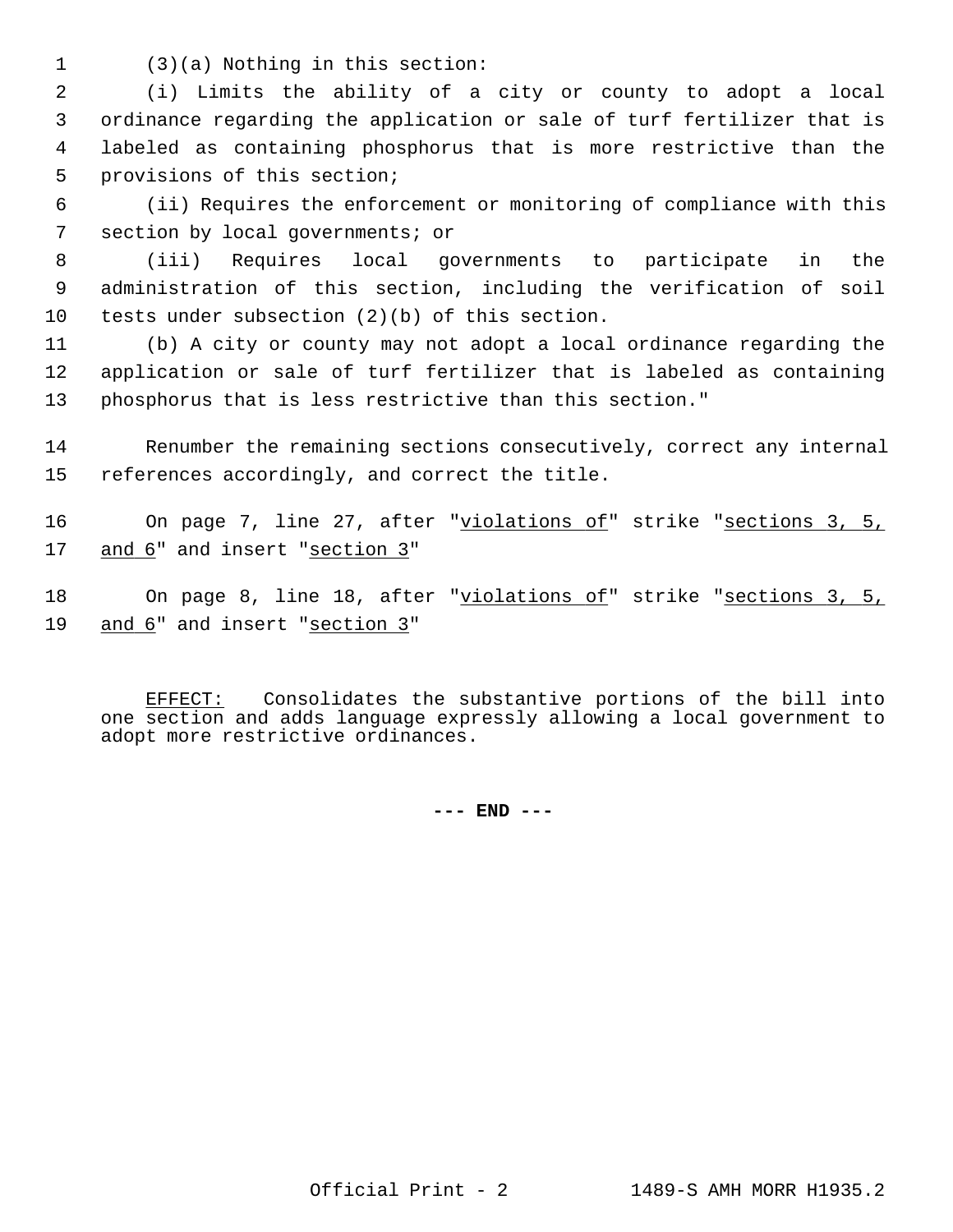(3)(a) Nothing in this section:

(i) Limits the ability of a city or county to adopt a local ordinance regarding the application or sale of turf fertilizer that is labeled as containing phosphorus that is more restrictive than the provisions of this section;

(ii) Requires the enforcement or monitoring of compliance with this section by local governments; or

(iii) Requires local governments to participate in the administration of this section, including the verification of soil tests under subsection (2)(b) of this section.

(b) A city or county may not adopt a local ordinance regarding the application or sale of turf fertilizer that is labeled as containing phosphorus that is less restrictive than this section."

Renumber the remaining sections consecutively, correct any internal references accordingly, and correct the title.

On page 7, line 27, after "violations of" strike "sections 3, 5, and 6" and insert "section 3"

On page 8, line 18, after "violations of" strike "sections 3, 5, and 6" and insert "section 3"

EFFECT: Consolidates the substantive portions of the bill into one section and adds language expressly allowing a local government to adopt more restrictive ordinances.

**--- END ---**